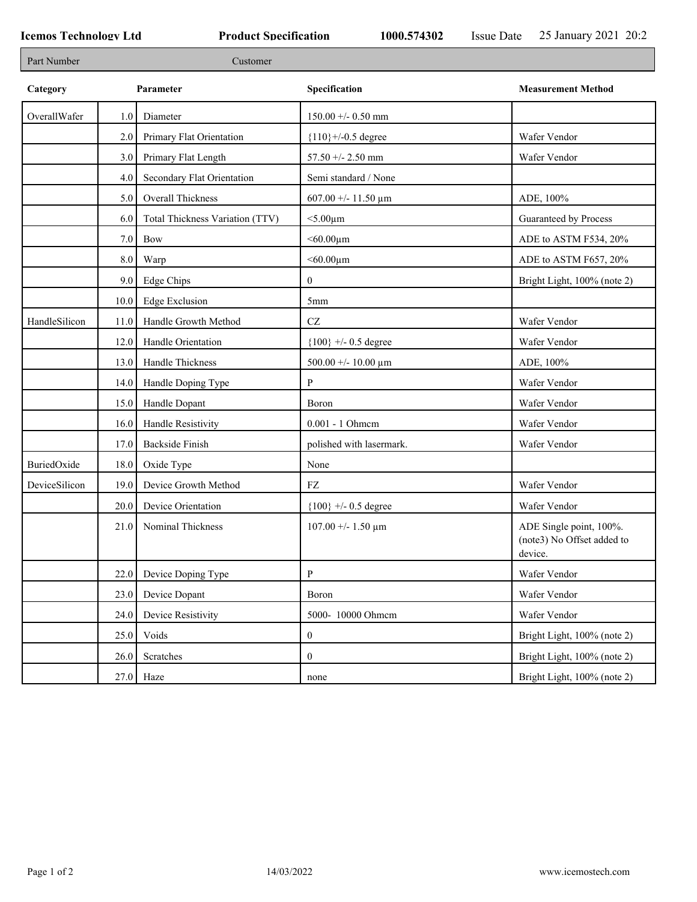**Icemos Technology Ltd** | **Product Specification** | **1000.574302** | Issue Date 25 January 2021 20:2

Part Number | Customer

| Category | | Parameter | Specification | Measurement Method |
|---|---|---|---|---|
| OverallWafer | 1.0 | Diameter | 150.00 +/- 0.50 mm | |
| | 2.0 | Primary Flat Orientation | {110}+/-0.5 degree | Wafer Vendor |
| | 3.0 | Primary Flat Length | 57.50 +/- 2.50 mm | Wafer Vendor |
| | 4.0 | Secondary Flat Orientation | Semi standard / None | |
| | 5.0 | Overall Thickness | 607.00 +/- 11.50 µm | ADE, 100% |
| | 6.0 | Total Thickness Variation (TTV) | <5.00µm | Guaranteed by Process |
| | 7.0 | Bow | <60.00µm | ADE to ASTM F534, 20% |
| | 8.0 | Warp | <60.00µm | ADE to ASTM F657, 20% |
| | 9.0 | Edge Chips | 0 | Bright Light, 100% (note 2) |
| | 10.0 | Edge Exclusion | 5mm | |
| HandleSilicon | 11.0 | Handle Growth Method | CZ | Wafer Vendor |
| | 12.0 | Handle Orientation | {100} +/- 0.5 degree | Wafer Vendor |
| | 13.0 | Handle Thickness | 500.00 +/- 10.00 µm | ADE, 100% |
| | 14.0 | Handle Doping Type | P | Wafer Vendor |
| | 15.0 | Handle Dopant | Boron | Wafer Vendor |
| | 16.0 | Handle Resistivity | 0.001 - 1 Ohmcm | Wafer Vendor |
| | 17.0 | Backside Finish | polished with lasermark. | Wafer Vendor |
| BuriedOxide | 18.0 | Oxide Type | None | |
| DeviceSilicon | 19.0 | Device Growth Method | FZ | Wafer Vendor |
| | 20.0 | Device Orientation | {100} +/- 0.5 degree | Wafer Vendor |
| | 21.0 | Nominal Thickness | 107.00 +/- 1.50 µm | ADE Single point, 100%. (note3) No Offset added to device. |
| | 22.0 | Device Doping Type | P | Wafer Vendor |
| | 23.0 | Device Dopant | Boron | Wafer Vendor |
| | 24.0 | Device Resistivity | 5000- 10000 Ohmcm | Wafer Vendor |
| | 25.0 | Voids | 0 | Bright Light, 100% (note 2) |
| | 26.0 | Scratches | 0 | Bright Light, 100% (note 2) |
| | 27.0 | Haze | none | Bright Light, 100% (note 2) |

14/03/2022 www.icemostech.com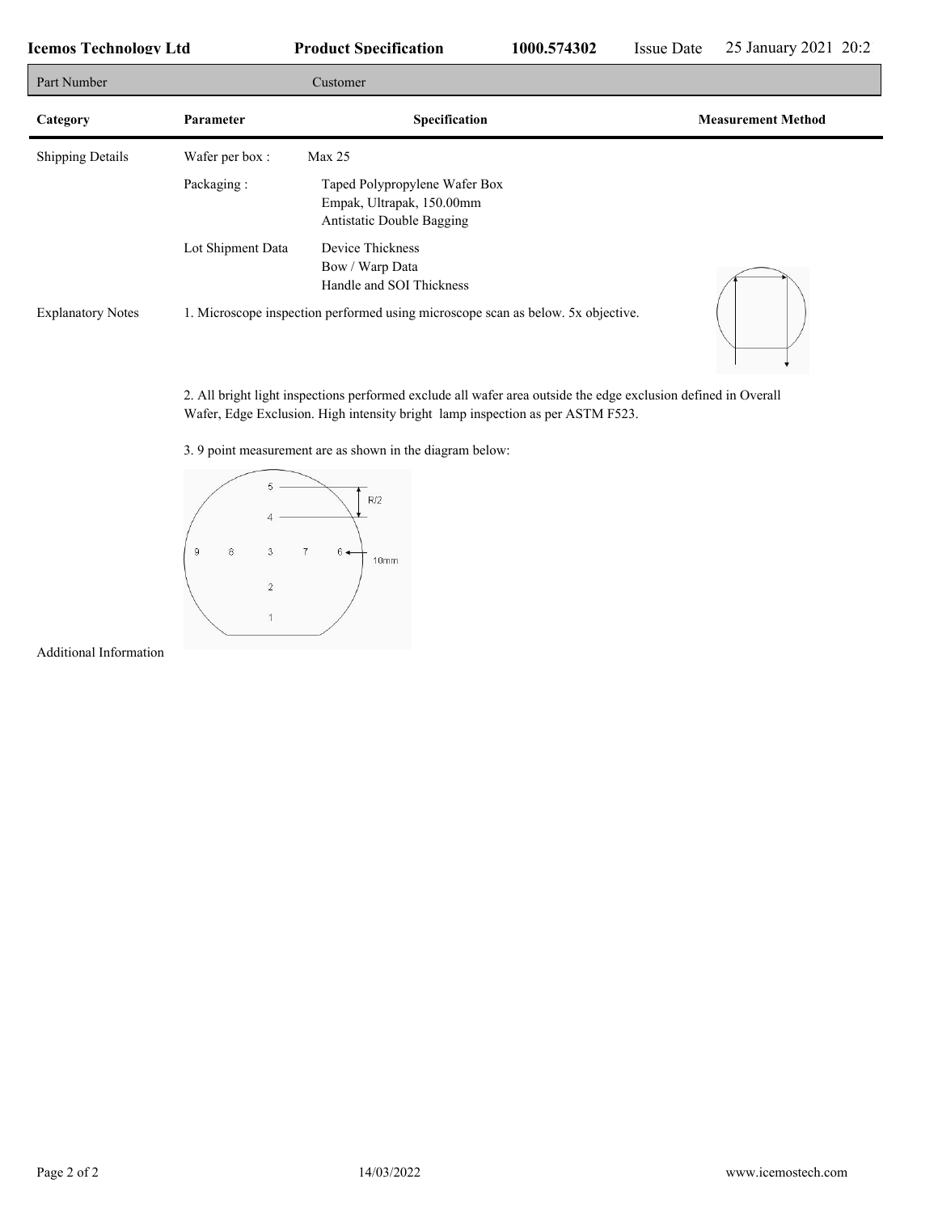| Category | Parameter | Specification | Measurement Method |
|---|---|---|---|
| Shipping Details | Wafer per box : | Max 25 | |
| | Packaging : | Taped Polypropylene Wafer Box<br>Empak, Ultrapak, 150.00mm<br>Antistatic Double Bagging | |
| | Lot Shipment Data | Device Thickness<br>Bow / Warp Data<br>Handle and SOI Thickness | |
| Explanatory Notes | 1. Microscope inspection performed using microscope scan as below. 5x objective. | | |

2. All bright light inspections performed exclude all wafer area outside the edge exclusion defined in Overall Wafer, Edge Exclusion. High intensity bright lamp inspection as per ASTM F523.

3. 9 point measurement are as shown in the diagram below:

5
4
R/2
9 8 3 7 6
10mm
2
1

Additional Information